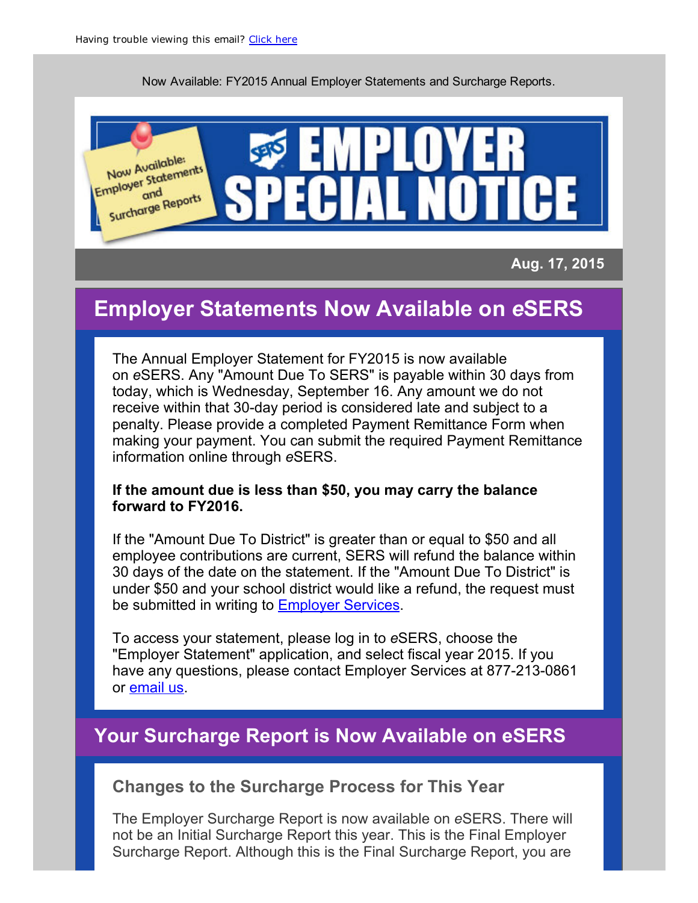Having trouble viewing this email? Click here

Now Available: FY2015 Annual Employer Statements and Surcharge Reports.

Now Available: Employer Statements and Surcharge Reports

# SERS EMPLOYER SPECIAL NOTICE

**Aug. 17, 2015**

## Employer Statements Now Available on *e*SERS

The Annual Employer Statement for FY2015 is now available on *e*SERS. Any "Amount Due To SERS" is payable within 30 days from today, which is Wednesday, September 16. Any amount we do not receive within that 30-day period is considered late and subject to a penalty. Please provide a completed Payment Remittance Form when making your payment. You can submit the required Payment Remittance information online through *e*SERS.

**If the amount due is less than $50, you may carry the balance forward to FY2016.**

If the "Amount Due To District" is greater than or equal to $50 and all employee contributions are current, SERS will refund the balance within 30 days of the date on the statement. If the "Amount Due To District" is under $50 and your school district would like a refund, the request must be submitted in writing to Employer Services.

To access your statement, please log in to *e*SERS, choose the "Employer Statement" application, and select fiscal year 2015. If you have any questions, please contact Employer Services at 877-213-0861 or email us.

## Your Surcharge Report is Now Available on eSERS

### Changes to the Surcharge Process for This Year

The Employer Surcharge Report is now available on *e*SERS. There will not be an Initial Surcharge Report this year. This is the Final Employer Surcharge Report. Although this is the Final Surcharge Report, you are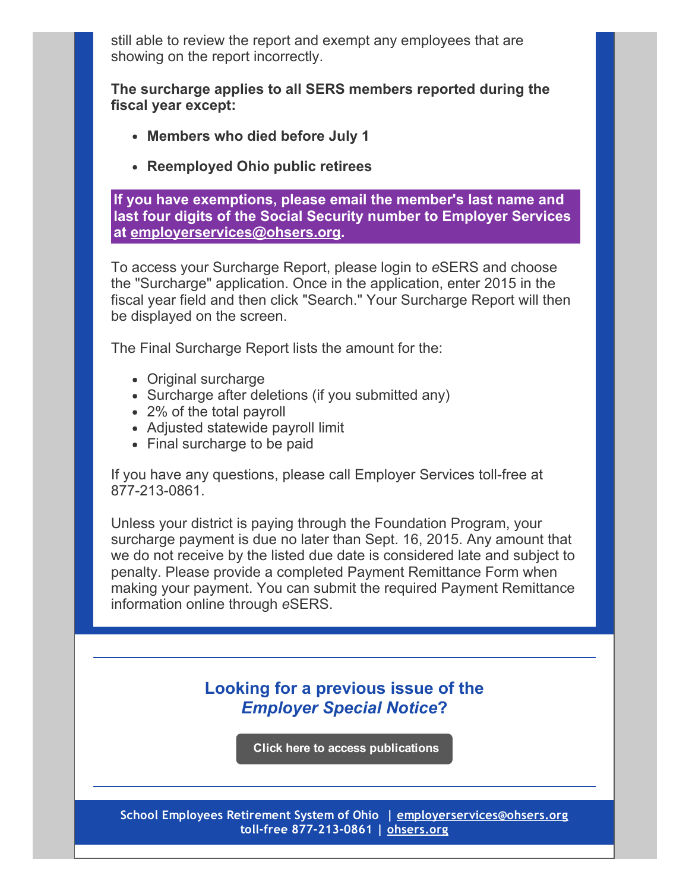still able to review the report and exempt any employees that are showing on the report incorrectly.

**The surcharge applies to all SERS members reported during the fiscal year except:**

- **Members who died before July 1**
- **Reemployed Ohio public retirees**

**If you have exemptions, please email the member's last name and last four digits of the Social Security number to Employer Services at employerservices@ohsers.org.**

To access your Surcharge Report, please login to *e*SERS and choose the "Surcharge" application. Once in the application, enter 2015 in the fiscal year field and then click "Search." Your Surcharge Report will then be displayed on the screen.

The Final Surcharge Report lists the amount for the:

- Original surcharge
- Surcharge after deletions (if you submitted any)
- 2% of the total payroll
- Adjusted statewide payroll limit
- Final surcharge to be paid

If you have any questions, please call Employer Services toll-free at 877-213-0861.

Unless your district is paying through the Foundation Program, your surcharge payment is due no later than Sept. 16, 2015. Any amount that we do not receive by the listed due date is considered late and subject to penalty. Please provide a completed Payment Remittance Form when making your payment. You can submit the required Payment Remittance information online through *e*SERS.

---

## Looking for a previous issue of the *Employer Special Notice*?

**Click here to access publications**

---

**School Employees Retirement System of Ohio | employerservices@ohsers.org**
**toll-free 877-213-0861 | ohsers.org**